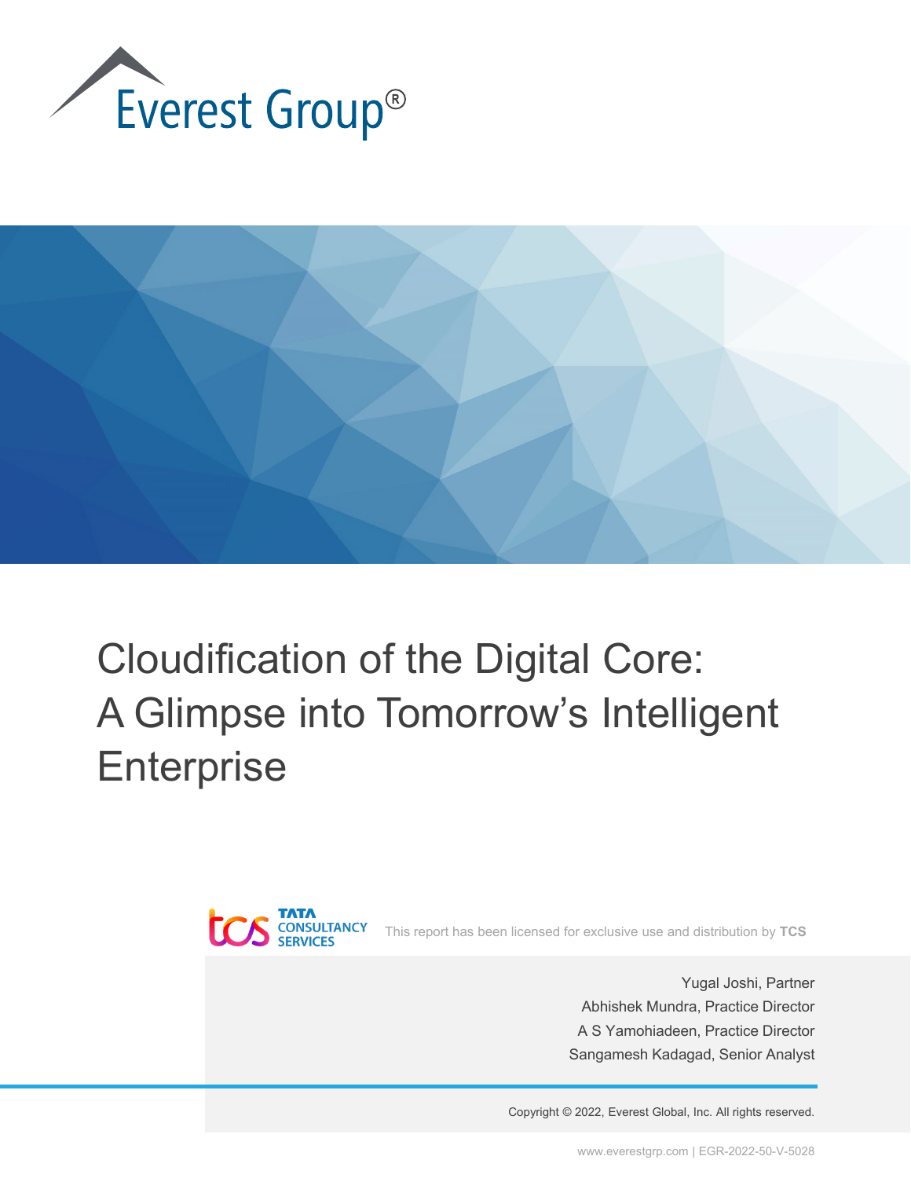Everest Group®

# Cloudification of the Digital Core: A Glimpse into Tomorrow's Intelligent Enterprise

TATA CONSULTANCY SERVICES

This report has been licensed for exclusive use and distribution by **TCS**

Yugal Joshi, Partner

Abhishek Mundra, Practice Director

A S Yamohiadeen, Practice Director

Sangamesh Kadagad, Senior Analyst

Copyright © 2022, Everest Global, Inc. All rights reserved.

www.everestgrp.com | EGR-2022-50-V-5028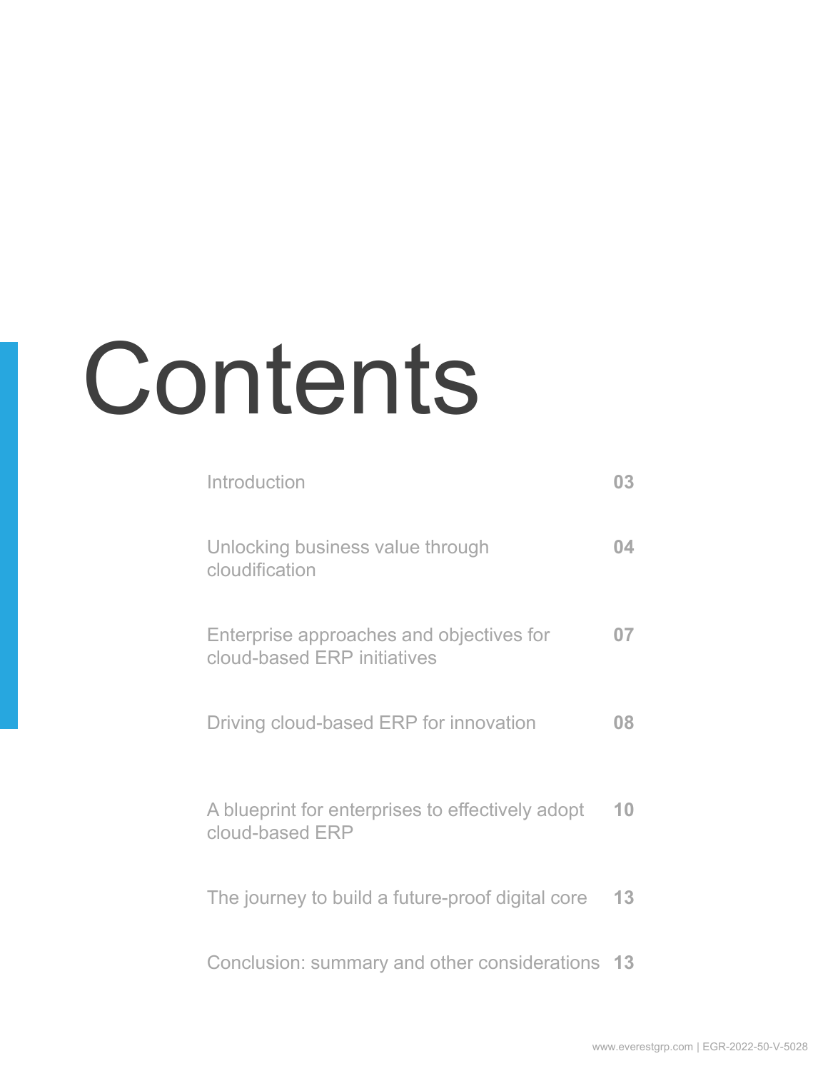# Contents

| | |
|---|---|
| Introduction | **03** |
| Unlocking business value through cloudification | **04** |
| Enterprise approaches and objectives for cloud-based ERP initiatives | **07** |
| Driving cloud-based ERP for innovation | **08** |
| A blueprint for enterprises to effectively adopt cloud-based ERP | **10** |
| The journey to build a future-proof digital core | **13** |
| Conclusion: summary and other considerations | **13** |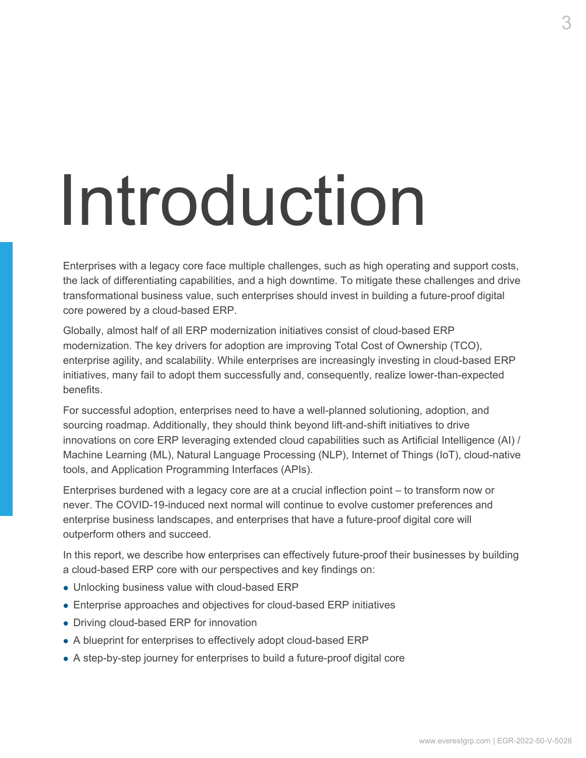# Introduction

Enterprises with a legacy core face multiple challenges, such as high operating and support costs, the lack of differentiating capabilities, and a high downtime. To mitigate these challenges and drive transformational business value, such enterprises should invest in building a future-proof digital core powered by a cloud-based ERP.

Globally, almost half of all ERP modernization initiatives consist of cloud-based ERP modernization. The key drivers for adoption are improving Total Cost of Ownership (TCO), enterprise agility, and scalability. While enterprises are increasingly investing in cloud-based ERP initiatives, many fail to adopt them successfully and, consequently, realize lower-than-expected benefits.

For successful adoption, enterprises need to have a well-planned solutioning, adoption, and sourcing roadmap. Additionally, they should think beyond lift-and-shift initiatives to drive innovations on core ERP leveraging extended cloud capabilities such as Artificial Intelligence (AI) / Machine Learning (ML), Natural Language Processing (NLP), Internet of Things (IoT), cloud-native tools, and Application Programming Interfaces (APIs).

Enterprises burdened with a legacy core are at a crucial inflection point – to transform now or never. The COVID-19-induced next normal will continue to evolve customer preferences and enterprise business landscapes, and enterprises that have a future-proof digital core will outperform others and succeed.

In this report, we describe how enterprises can effectively future-proof their businesses by building a cloud-based ERP core with our perspectives and key findings on:

- Unlocking business value with cloud-based ERP
- Enterprise approaches and objectives for cloud-based ERP initiatives
- Driving cloud-based ERP for innovation
- A blueprint for enterprises to effectively adopt cloud-based ERP
- A step-by-step journey for enterprises to build a future-proof digital core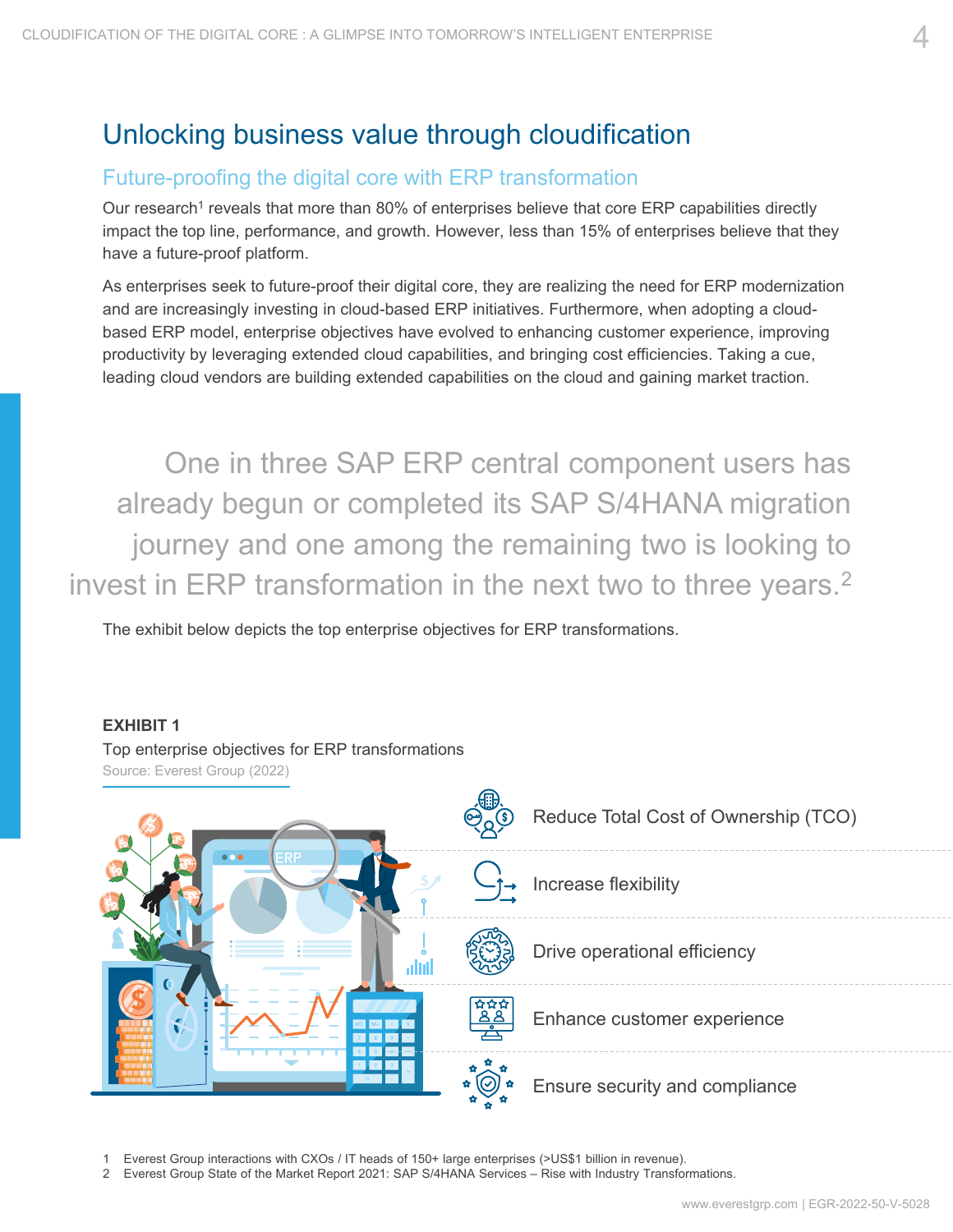# Unlocking business value through cloudification

## Future-proofing the digital core with ERP transformation

Our research[1] reveals that more than 80% of enterprises believe that core ERP capabilities directly impact the top line, performance, and growth. However, less than 15% of enterprises believe that they have a future-proof platform.

As enterprises seek to future-proof their digital core, they are realizing the need for ERP modernization and are increasingly investing in cloud-based ERP initiatives. Furthermore, when adopting a cloud-based ERP model, enterprise objectives have evolved to enhancing customer experience, improving productivity by leveraging extended cloud capabilities, and bringing cost efficiencies. Taking a cue, leading cloud vendors are building extended capabilities on the cloud and gaining market traction.

> One in three SAP ERP central component users has already begun or completed its SAP S/4HANA migration journey and one among the remaining two is looking to invest in ERP transformation in the next two to three years.[2]

The exhibit below depicts the top enterprise objectives for ERP transformations.

**EXHIBIT 1**

Top enterprise objectives for ERP transformations

Source: Everest Group (2022)

- Reduce Total Cost of Ownership (TCO)
- Increase flexibility
- Drive operational efficiency
- Enhance customer experience
- Ensure security and compliance

1 Everest Group interactions with CXOs / IT heads of 150+ large enterprises (>US$1 billion in revenue).
2 Everest Group State of the Market Report 2021: SAP S/4HANA Services – Rise with Industry Transformations.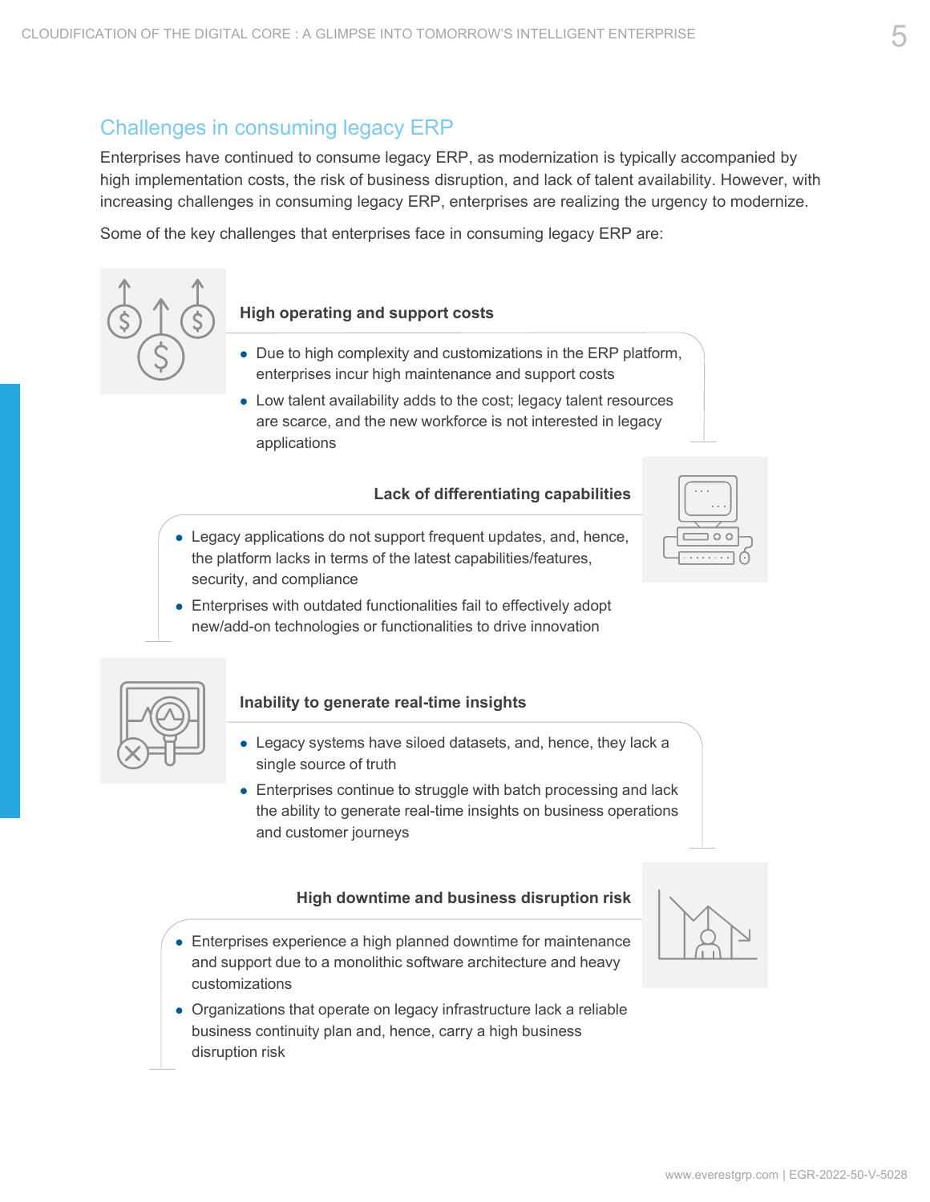## Challenges in consuming legacy ERP

Enterprises have continued to consume legacy ERP, as modernization is typically accompanied by high implementation costs, the risk of business disruption, and lack of talent availability. However, with increasing challenges in consuming legacy ERP, enterprises are realizing the urgency to modernize.

Some of the key challenges that enterprises face in consuming legacy ERP are:

### High operating and support costs

- Due to high complexity and customizations in the ERP platform, enterprises incur high maintenance and support costs
- Low talent availability adds to the cost; legacy talent resources are scarce, and the new workforce is not interested in legacy applications

### Lack of differentiating capabilities

- Legacy applications do not support frequent updates, and, hence, the platform lacks in terms of the latest capabilities/features, security, and compliance
- Enterprises with outdated functionalities fail to effectively adopt new/add-on technologies or functionalities to drive innovation

### Inability to generate real-time insights

- Legacy systems have siloed datasets, and, hence, they lack a single source of truth
- Enterprises continue to struggle with batch processing and lack the ability to generate real-time insights on business operations and customer journeys

### High downtime and business disruption risk

- Enterprises experience a high planned downtime for maintenance and support due to a monolithic software architecture and heavy customizations
- Organizations that operate on legacy infrastructure lack a reliable business continuity plan and, hence, carry a high business disruption risk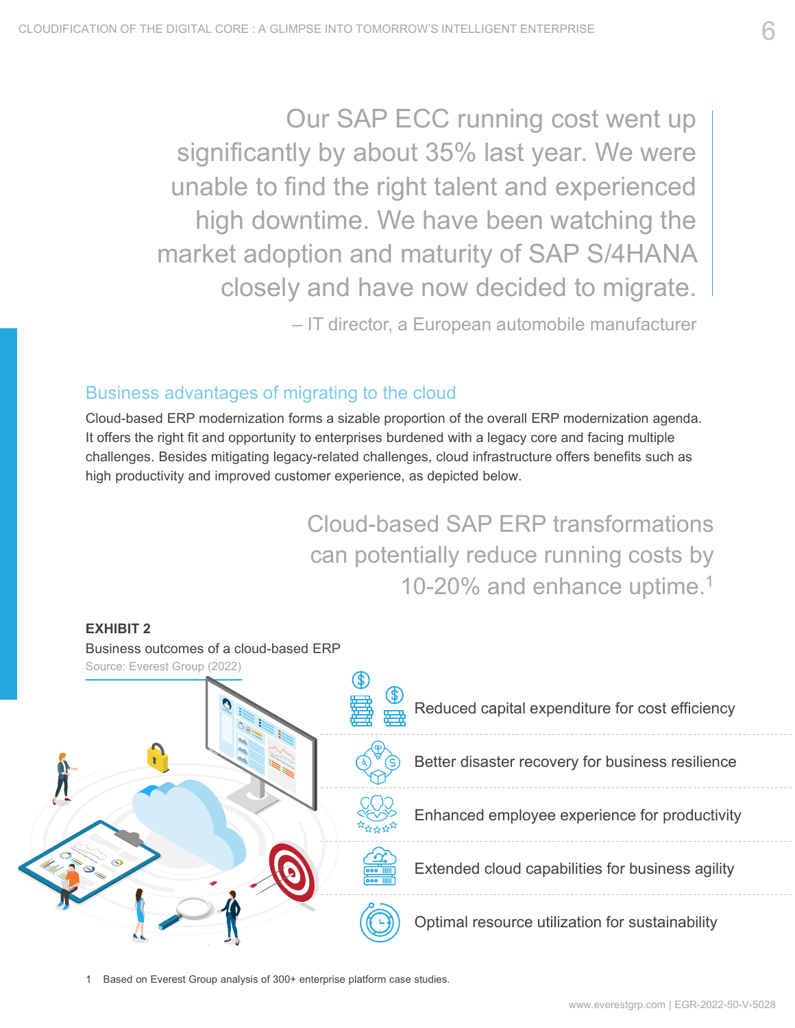> Our SAP ECC running cost went up significantly by about 35% last year. We were unable to find the right talent and experienced high downtime. We have been watching the market adoption and maturity of SAP S/4HANA closely and have now decided to migrate.
>
> – IT director, a European automobile manufacturer

## Business advantages of migrating to the cloud

Cloud-based ERP modernization forms a sizable proportion of the overall ERP modernization agenda. It offers the right fit and opportunity to enterprises burdened with a legacy core and facing multiple challenges. Besides mitigating legacy-related challenges, cloud infrastructure offers benefits such as high productivity and improved customer experience, as depicted below.

> Cloud-based SAP ERP transformations can potentially reduce running costs by 10-20% and enhance uptime.[1]

**EXHIBIT 2**

Business outcomes of a cloud-based ERP

Source: Everest Group (2022)

- Reduced capital expenditure for cost efficiency
- Better disaster recovery for business resilience
- Enhanced employee experience for productivity
- Extended cloud capabilities for business agility
- Optimal resource utilization for sustainability

1 Based on Everest Group analysis of 300+ enterprise platform case studies.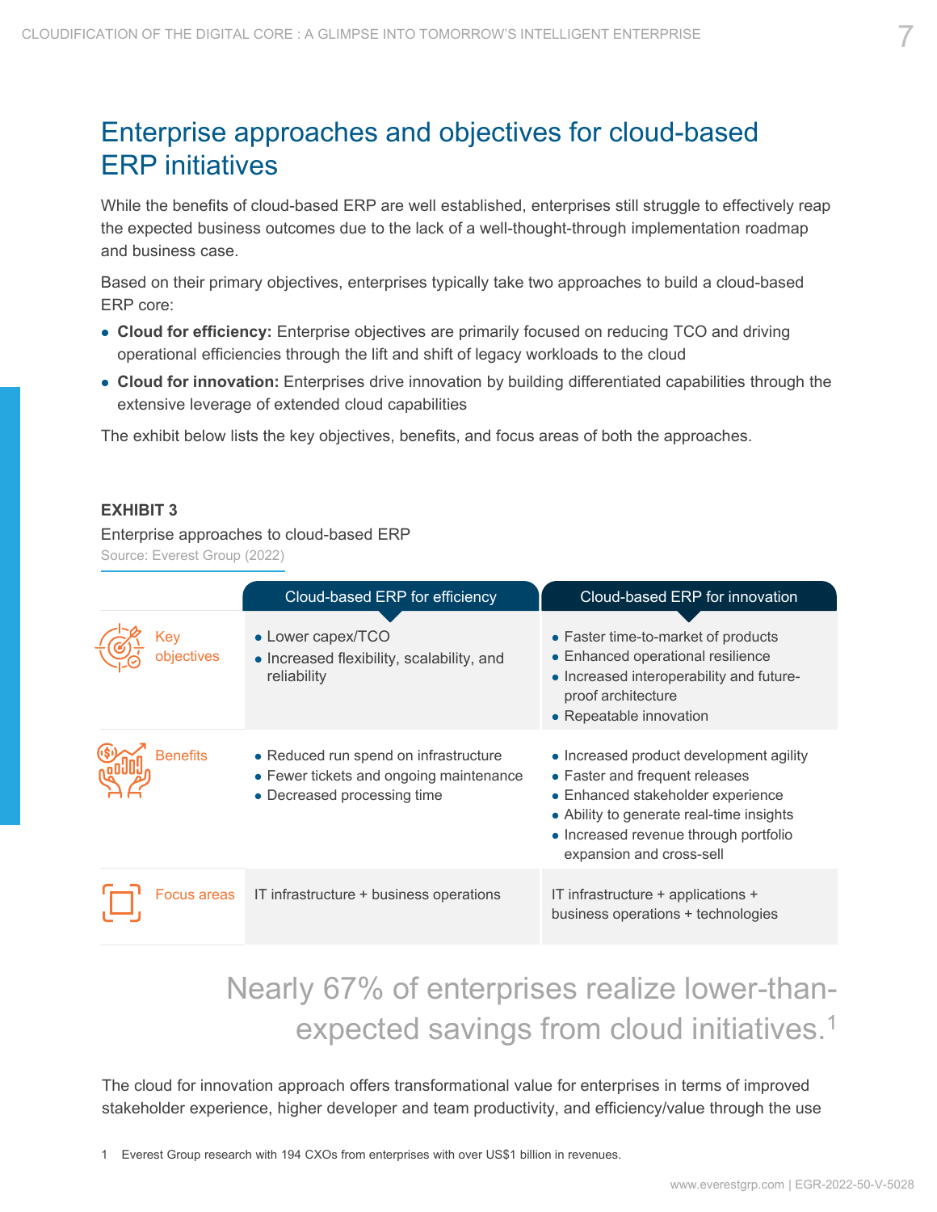## Enterprise approaches and objectives for cloud-based ERP initiatives

While the benefits of cloud-based ERP are well established, enterprises still struggle to effectively reap the expected business outcomes due to the lack of a well-thought-through implementation roadmap and business case.

Based on their primary objectives, enterprises typically take two approaches to build a cloud-based ERP core:

- **Cloud for efficiency:** Enterprise objectives are primarily focused on reducing TCO and driving operational efficiencies through the lift and shift of legacy workloads to the cloud
- **Cloud for innovation:** Enterprises drive innovation by building differentiated capabilities through the extensive leverage of extended cloud capabilities

The exhibit below lists the key objectives, benefits, and focus areas of both the approaches.

**EXHIBIT 3**

Enterprise approaches to cloud-based ERP

Source: Everest Group (2022)

| | Cloud-based ERP for efficiency | Cloud-based ERP for innovation |
|---|---|---|
| Key objectives | • Lower capex/TCO<br>• Increased flexibility, scalability, and reliability | • Faster time-to-market of products<br>• Enhanced operational resilience<br>• Increased interoperability and future-proof architecture<br>• Repeatable innovation |
| Benefits | • Reduced run spend on infrastructure<br>• Fewer tickets and ongoing maintenance<br>• Decreased processing time | • Increased product development agility<br>• Faster and frequent releases<br>• Enhanced stakeholder experience<br>• Ability to generate real-time insights<br>• Increased revenue through portfolio expansion and cross-sell |
| Focus areas | IT infrastructure + business operations | IT infrastructure + applications + business operations + technologies |

> Nearly 67% of enterprises realize lower-than-expected savings from cloud initiatives.[1]

The cloud for innovation approach offers transformational value for enterprises in terms of improved stakeholder experience, higher developer and team productivity, and efficiency/value through the use

1 Everest Group research with 194 CXOs from enterprises with over US$1 billion in revenues.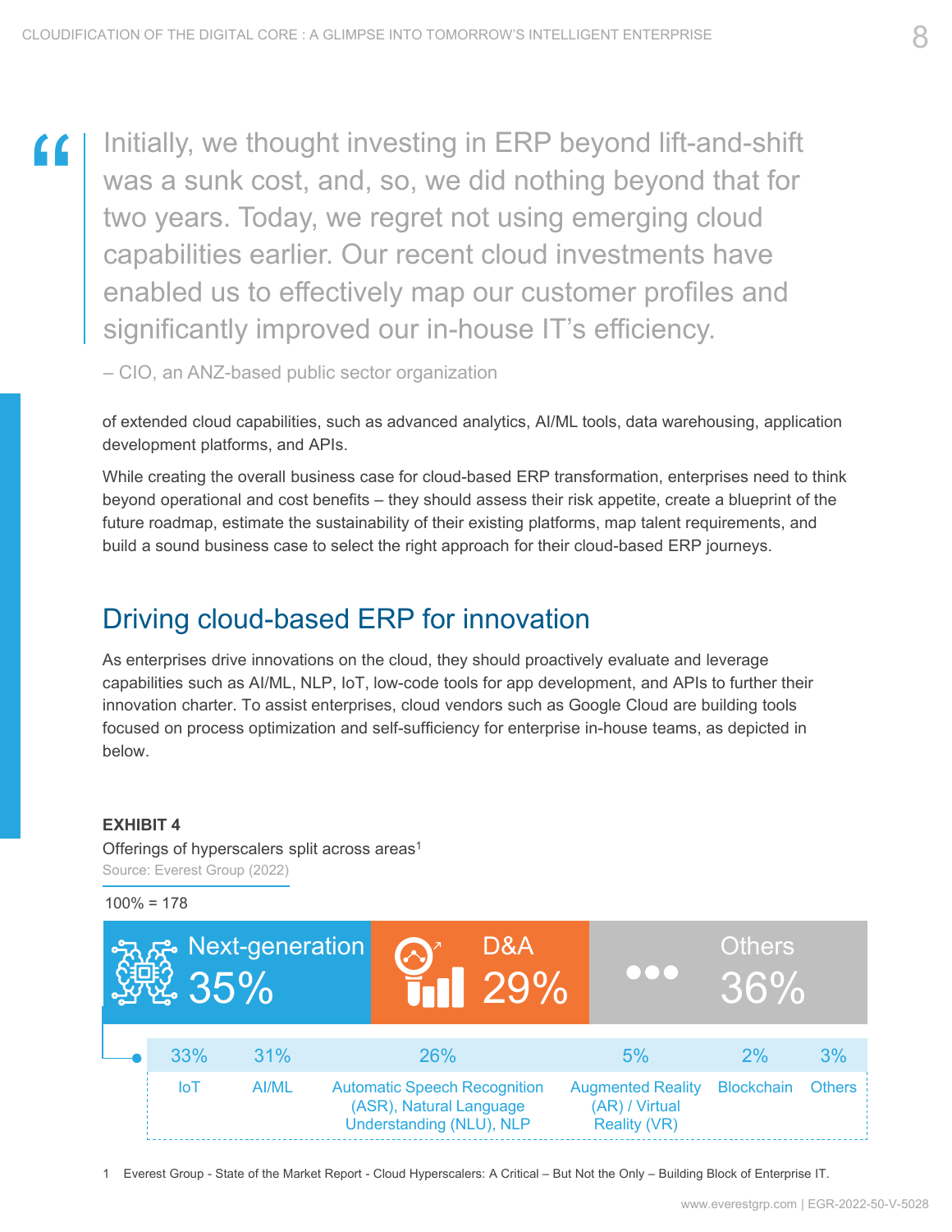> Initially, we thought investing in ERP beyond lift-and-shift was a sunk cost, and, so, we did nothing beyond that for two years. Today, we regret not using emerging cloud capabilities earlier. Our recent cloud investments have enabled us to effectively map our customer profiles and significantly improved our in-house IT's efficiency.
>
> – CIO, an ANZ-based public sector organization

of extended cloud capabilities, such as advanced analytics, AI/ML tools, data warehousing, application development platforms, and APIs.

While creating the overall business case for cloud-based ERP transformation, enterprises need to think beyond operational and cost benefits – they should assess their risk appetite, create a blueprint of the future roadmap, estimate the sustainability of their existing platforms, map talent requirements, and build a sound business case to select the right approach for their cloud-based ERP journeys.

## Driving cloud-based ERP for innovation

As enterprises drive innovations on the cloud, they should proactively evaluate and leverage capabilities such as AI/ML, NLP, IoT, low-code tools for app development, and APIs to further their innovation charter. To assist enterprises, cloud vendors such as Google Cloud are building tools focused on process optimization and self-sufficiency for enterprise in-house teams, as depicted in below.

**EXHIBIT 4**

Offerings of hyperscalers split across areas[1]

Source: Everest Group (2022)

100% = 178

| Next-generation 35% | D&A 29% | Others 36% |
|---|---|---|

Breakdown of Next-generation:

| 33% | 31% | 26% | 5% | 2% | 3% |
|---|---|---|---|---|---|
| IoT | AI/ML | Automatic Speech Recognition (ASR), Natural Language Understanding (NLU), NLP | Augmented Reality (AR) / Virtual Reality (VR) | Blockchain | Others |

1 Everest Group - State of the Market Report - Cloud Hyperscalers: A Critical – But Not the Only – Building Block of Enterprise IT.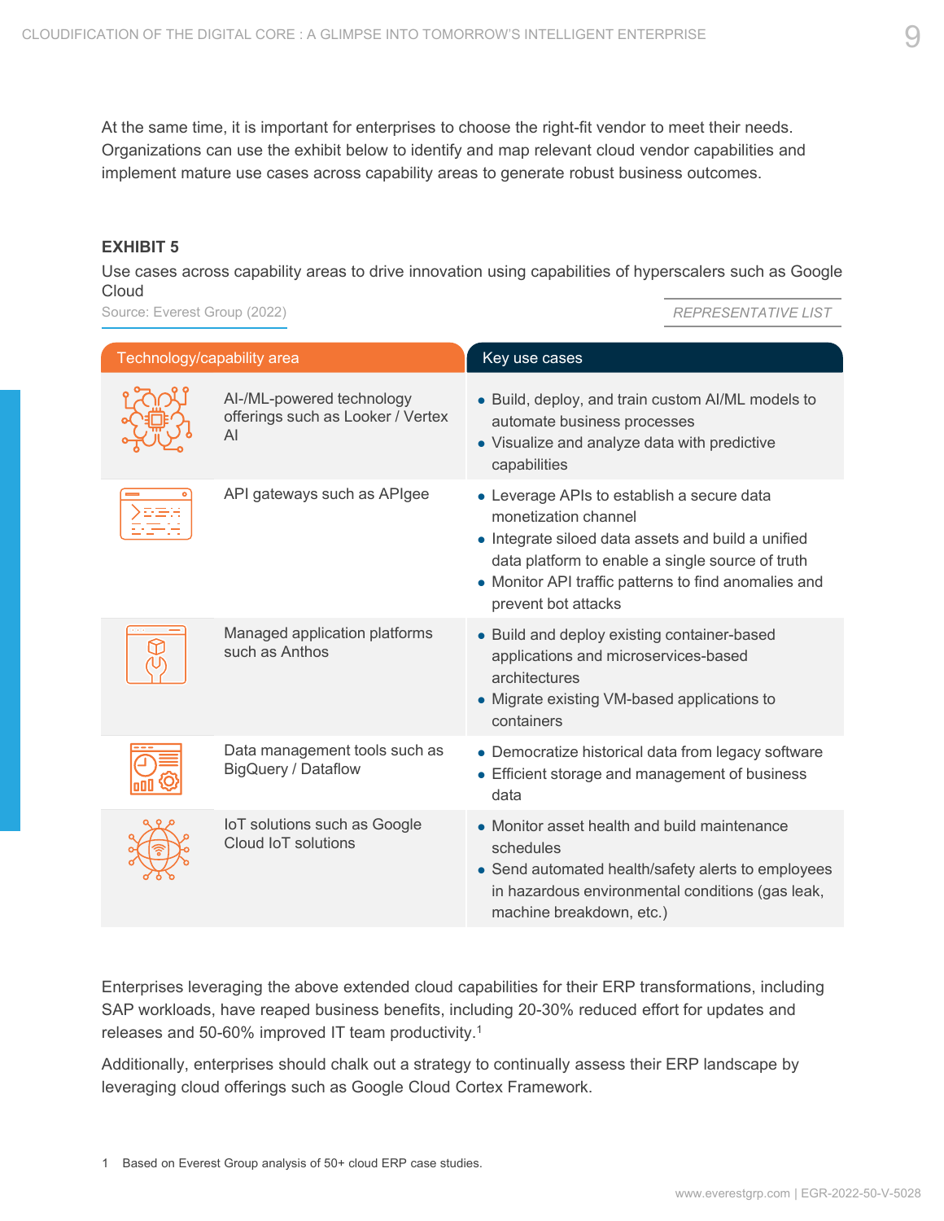At the same time, it is important for enterprises to choose the right-fit vendor to meet their needs. Organizations can use the exhibit below to identify and map relevant cloud vendor capabilities and implement mature use cases across capability areas to generate robust business outcomes.

**EXHIBIT 5**

Use cases across capability areas to drive innovation using capabilities of hyperscalers such as Google Cloud

Source: Everest Group (2022)

*REPRESENTATIVE LIST*

| Technology/capability area | Key use cases |
|---|---|
| AI-/ML-powered technology offerings such as Looker / Vertex AI | • Build, deploy, and train custom AI/ML models to automate business processes<br>• Visualize and analyze data with predictive capabilities |
| API gateways such as APIgee | • Leverage APIs to establish a secure data monetization channel<br>• Integrate siloed data assets and build a unified data platform to enable a single source of truth<br>• Monitor API traffic patterns to find anomalies and prevent bot attacks |
| Managed application platforms such as Anthos | • Build and deploy existing container-based applications and microservices-based architectures<br>• Migrate existing VM-based applications to containers |
| Data management tools such as BigQuery / Dataflow | • Democratize historical data from legacy software<br>• Efficient storage and management of business data |
| IoT solutions such as Google Cloud IoT solutions | • Monitor asset health and build maintenance schedules<br>• Send automated health/safety alerts to employees in hazardous environmental conditions (gas leak, machine breakdown, etc.) |

Enterprises leveraging the above extended cloud capabilities for their ERP transformations, including SAP workloads, have reaped business benefits, including 20-30% reduced effort for updates and releases and 50-60% improved IT team productivity.[1]

Additionally, enterprises should chalk out a strategy to continually assess their ERP landscape by leveraging cloud offerings such as Google Cloud Cortex Framework.

1 Based on Everest Group analysis of 50+ cloud ERP case studies.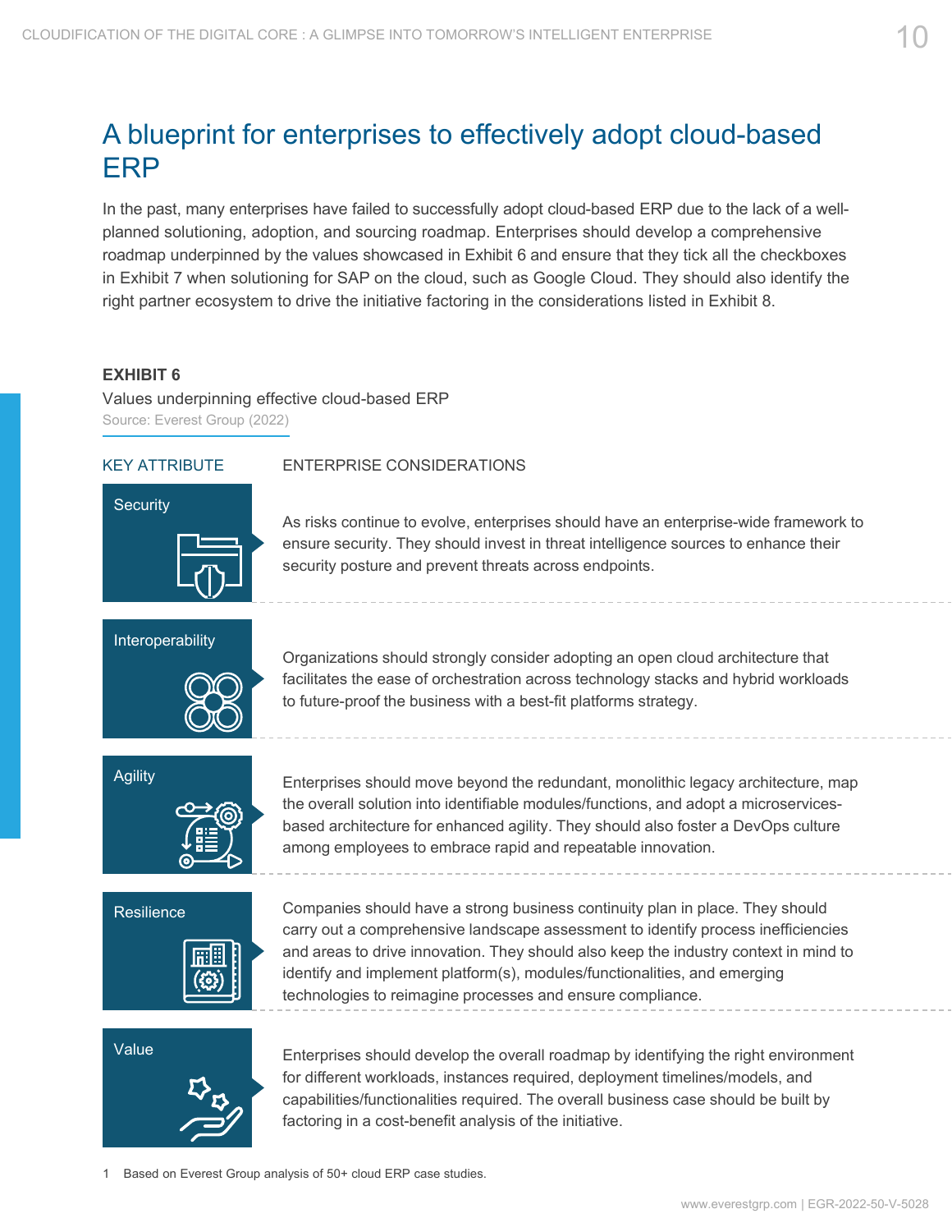# A blueprint for enterprises to effectively adopt cloud-based ERP

In the past, many enterprises have failed to successfully adopt cloud-based ERP due to the lack of a well-planned solutioning, adoption, and sourcing roadmap. Enterprises should develop a comprehensive roadmap underpinned by the values showcased in Exhibit 6 and ensure that they tick all the checkboxes in Exhibit 7 when solutioning for SAP on the cloud, such as Google Cloud. They should also identify the right partner ecosystem to drive the initiative factoring in the considerations listed in Exhibit 8.

**EXHIBIT 6**

Values underpinning effective cloud-based ERP

Source: Everest Group (2022)

| KEY ATTRIBUTE | ENTERPRISE CONSIDERATIONS |
|---|---|
| Security | As risks continue to evolve, enterprises should have an enterprise-wide framework to ensure security. They should invest in threat intelligence sources to enhance their security posture and prevent threats across endpoints. |
| Interoperability | Organizations should strongly consider adopting an open cloud architecture that facilitates the ease of orchestration across technology stacks and hybrid workloads to future-proof the business with a best-fit platforms strategy. |
| Agility | Enterprises should move beyond the redundant, monolithic legacy architecture, map the overall solution into identifiable modules/functions, and adopt a microservices-based architecture for enhanced agility. They should also foster a DevOps culture among employees to embrace rapid and repeatable innovation. |
| Resilience | Companies should have a strong business continuity plan in place. They should carry out a comprehensive landscape assessment to identify process inefficiencies and areas to drive innovation. They should also keep the industry context in mind to identify and implement platform(s), modules/functionalities, and emerging technologies to reimagine processes and ensure compliance. |
| Value | Enterprises should develop the overall roadmap by identifying the right environment for different workloads, instances required, deployment timelines/models, and capabilities/functionalities required. The overall business case should be built by factoring in a cost-benefit analysis of the initiative. |

1 Based on Everest Group analysis of 50+ cloud ERP case studies.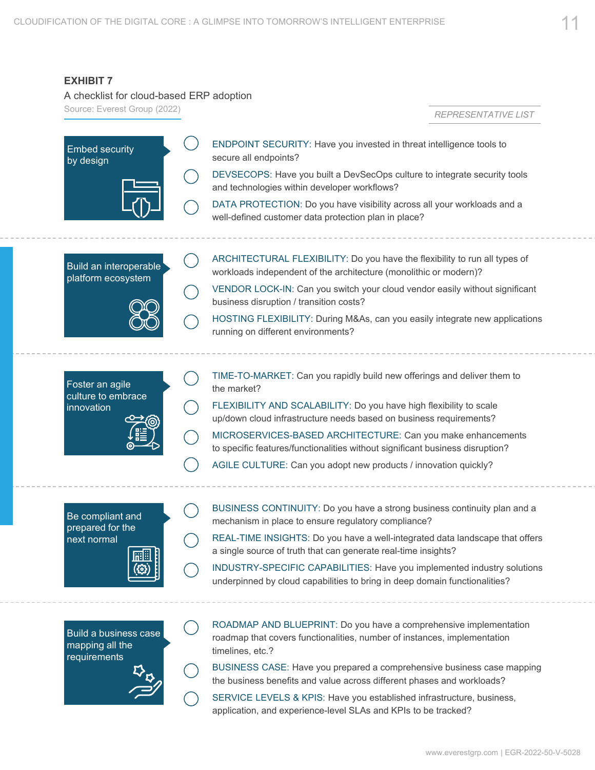**EXHIBIT 7**

A checklist for cloud-based ERP adoption

Source: Everest Group (2022)

*REPRESENTATIVE LIST*

### Embed security by design

- ENDPOINT SECURITY: Have you invested in threat intelligence tools to secure all endpoints?
- DEVSECOPS: Have you built a DevSecOps culture to integrate security tools and technologies within developer workflows?
- DATA PROTECTION: Do you have visibility across all your workloads and a well-defined customer data protection plan in place?

### Build an interoperable platform ecosystem

- ARCHITECTURAL FLEXIBILITY: Do you have the flexibility to run all types of workloads independent of the architecture (monolithic or modern)?
- VENDOR LOCK-IN: Can you switch your cloud vendor easily without significant business disruption / transition costs?
- HOSTING FLEXIBILITY: During M&As, can you easily integrate new applications running on different environments?

### Foster an agile culture to embrace innovation

- TIME-TO-MARKET: Can you rapidly build new offerings and deliver them to the market?
- FLEXIBILITY AND SCALABILITY: Do you have high flexibility to scale up/down cloud infrastructure needs based on business requirements?
- MICROSERVICES-BASED ARCHITECTURE: Can you make enhancements to specific features/functionalities without significant business disruption?
- AGILE CULTURE: Can you adopt new products / innovation quickly?

### Be compliant and prepared for the next normal

- BUSINESS CONTINUITY: Do you have a strong business continuity plan and a mechanism in place to ensure regulatory compliance?
- REAL-TIME INSIGHTS: Do you have a well-integrated data landscape that offers a single source of truth that can generate real-time insights?
- INDUSTRY-SPECIFIC CAPABILITIES: Have you implemented industry solutions underpinned by cloud capabilities to bring in deep domain functionalities?

### Build a business case mapping all the requirements

- ROADMAP AND BLUEPRINT: Do you have a comprehensive implementation roadmap that covers functionalities, number of instances, implementation timelines, etc.?
- BUSINESS CASE: Have you prepared a comprehensive business case mapping the business benefits and value across different phases and workloads?
- SERVICE LEVELS & KPIS: Have you established infrastructure, business, application, and experience-level SLAs and KPIs to be tracked?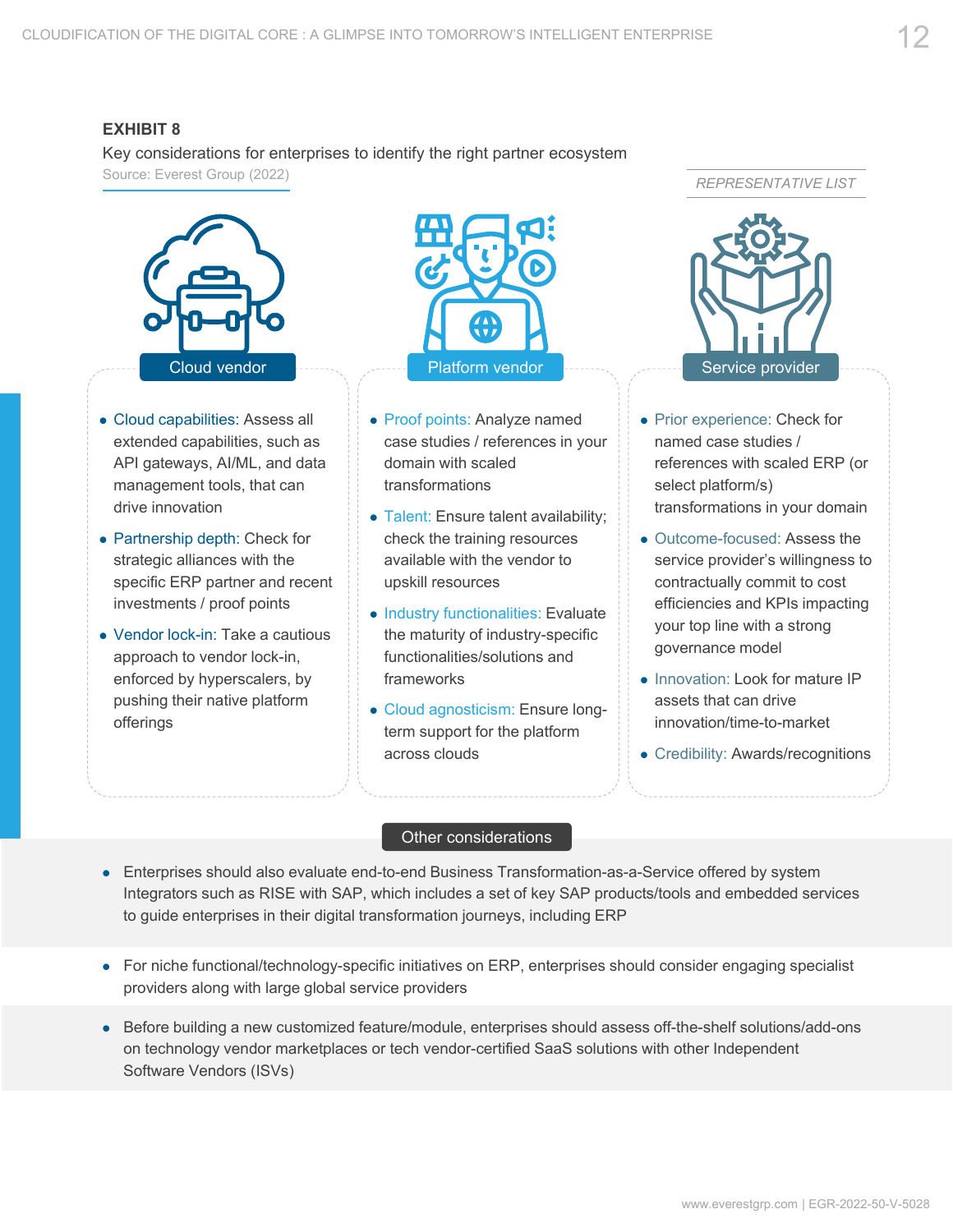**EXHIBIT 8**

Key considerations for enterprises to identify the right partner ecosystem

Source: Everest Group (2022)

*REPRESENTATIVE LIST*

### Cloud vendor

- Cloud capabilities: Assess all extended capabilities, such as API gateways, AI/ML, and data management tools, that can drive innovation
- Partnership depth: Check for strategic alliances with the specific ERP partner and recent investments / proof points
- Vendor lock-in: Take a cautious approach to vendor lock-in, enforced by hyperscalers, by pushing their native platform offerings

### Platform vendor

- Proof points: Analyze named case studies / references in your domain with scaled transformations
- Talent: Ensure talent availability; check the training resources available with the vendor to upskill resources
- Industry functionalities: Evaluate the maturity of industry-specific functionalities/solutions and frameworks
- Cloud agnosticism: Ensure long-term support for the platform across clouds

### Service provider

- Prior experience: Check for named case studies / references with scaled ERP (or select platform/s) transformations in your domain
- Outcome-focused: Assess the service provider's willingness to contractually commit to cost efficiencies and KPIs impacting your top line with a strong governance model
- Innovation: Look for mature IP assets that can drive innovation/time-to-market
- Credibility: Awards/recognitions

### Other considerations

- Enterprises should also evaluate end-to-end Business Transformation-as-a-Service offered by system Integrators such as RISE with SAP, which includes a set of key SAP products/tools and embedded services to guide enterprises in their digital transformation journeys, including ERP
- For niche functional/technology-specific initiatives on ERP, enterprises should consider engaging specialist providers along with large global service providers
- Before building a new customized feature/module, enterprises should assess off-the-shelf solutions/add-ons on technology vendor marketplaces or tech vendor-certified SaaS solutions with other Independent Software Vendors (ISVs)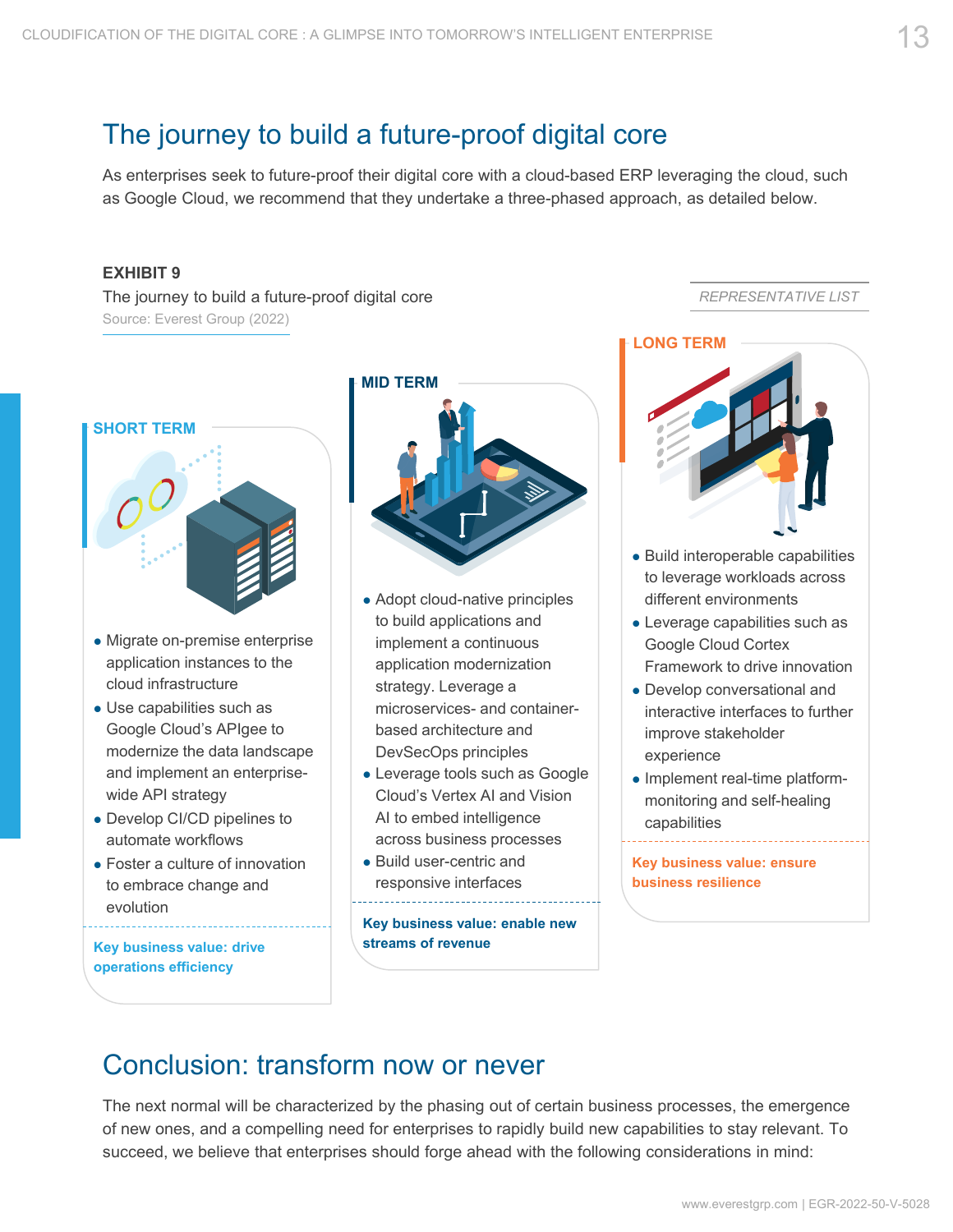## The journey to build a future-proof digital core

As enterprises seek to future-proof their digital core with a cloud-based ERP leveraging the cloud, such as Google Cloud, we recommend that they undertake a three-phased approach, as detailed below.

**EXHIBIT 9**

The journey to build a future-proof digital core

Source: Everest Group (2022)

*REPRESENTATIVE LIST*

**SHORT TERM**

- Migrate on-premise enterprise application instances to the cloud infrastructure
- Use capabilities such as Google Cloud's APIgee to modernize the data landscape and implement an enterprise-wide API strategy
- Develop CI/CD pipelines to automate workflows
- Foster a culture of innovation to embrace change and evolution

**Key business value: drive operations efficiency**

**MID TERM**

- Adopt cloud-native principles to build applications and implement a continuous application modernization strategy. Leverage a microservices- and container-based architecture and DevSecOps principles
- Leverage tools such as Google Cloud's Vertex AI and Vision AI to embed intelligence across business processes
- Build user-centric and responsive interfaces

**Key business value: enable new streams of revenue**

**LONG TERM**

- Build interoperable capabilities to leverage workloads across different environments
- Leverage capabilities such as Google Cloud Cortex Framework to drive innovation
- Develop conversational and interactive interfaces to further improve stakeholder experience
- Implement real-time platform-monitoring and self-healing capabilities

**Key business value: ensure business resilience**

## Conclusion: transform now or never

The next normal will be characterized by the phasing out of certain business processes, the emergence of new ones, and a compelling need for enterprises to rapidly build new capabilities to stay relevant. To succeed, we believe that enterprises should forge ahead with the following considerations in mind: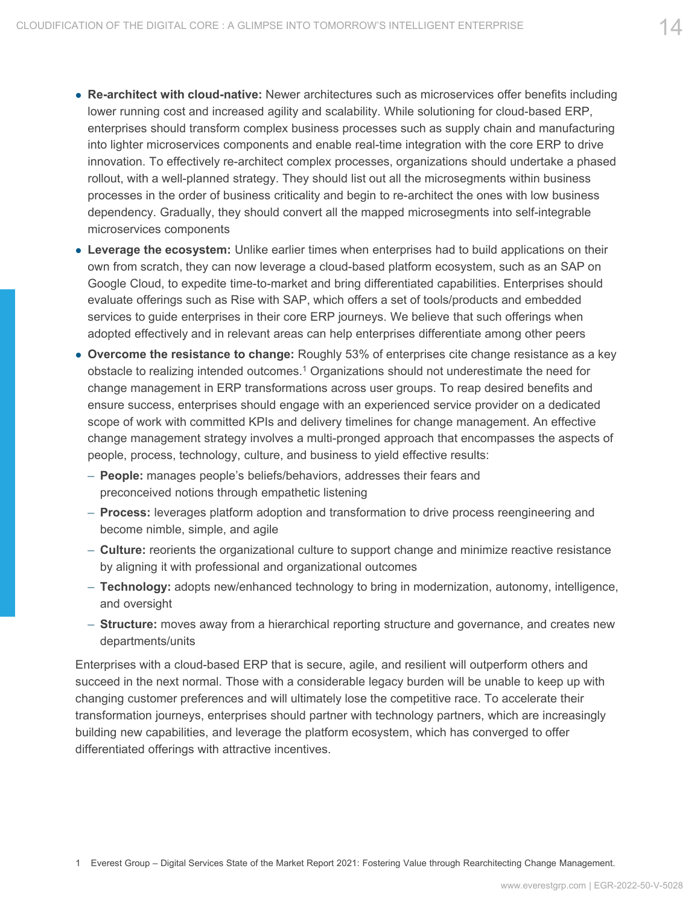- **Re-architect with cloud-native:** Newer architectures such as microservices offer benefits including lower running cost and increased agility and scalability. While solutioning for cloud-based ERP, enterprises should transform complex business processes such as supply chain and manufacturing into lighter microservices components and enable real-time integration with the core ERP to drive innovation. To effectively re-architect complex processes, organizations should undertake a phased rollout, with a well-planned strategy. They should list out all the microsegments within business processes in the order of business criticality and begin to re-architect the ones with low business dependency. Gradually, they should convert all the mapped microsegments into self-integrable microservices components
- **Leverage the ecosystem:** Unlike earlier times when enterprises had to build applications on their own from scratch, they can now leverage a cloud-based platform ecosystem, such as an SAP on Google Cloud, to expedite time-to-market and bring differentiated capabilities. Enterprises should evaluate offerings such as Rise with SAP, which offers a set of tools/products and embedded services to guide enterprises in their core ERP journeys. We believe that such offerings when adopted effectively and in relevant areas can help enterprises differentiate among other peers
- **Overcome the resistance to change:** Roughly 53% of enterprises cite change resistance as a key obstacle to realizing intended outcomes.[1] Organizations should not underestimate the need for change management in ERP transformations across user groups. To reap desired benefits and ensure success, enterprises should engage with an experienced service provider on a dedicated scope of work with committed KPIs and delivery timelines for change management. An effective change management strategy involves a multi-pronged approach that encompasses the aspects of people, process, technology, culture, and business to yield effective results:
  - **People:** manages people's beliefs/behaviors, addresses their fears and preconceived notions through empathetic listening
  - **Process:** leverages platform adoption and transformation to drive process reengineering and become nimble, simple, and agile
  - **Culture:** reorients the organizational culture to support change and minimize reactive resistance by aligning it with professional and organizational outcomes
  - **Technology:** adopts new/enhanced technology to bring in modernization, autonomy, intelligence, and oversight
  - **Structure:** moves away from a hierarchical reporting structure and governance, and creates new departments/units

Enterprises with a cloud-based ERP that is secure, agile, and resilient will outperform others and succeed in the next normal. Those with a considerable legacy burden will be unable to keep up with changing customer preferences and will ultimately lose the competitive race. To accelerate their transformation journeys, enterprises should partner with technology partners, which are increasingly building new capabilities, and leverage the platform ecosystem, which has converged to offer differentiated offerings with attractive incentives.

1 Everest Group – Digital Services State of the Market Report 2021: Fostering Value through Rearchitecting Change Management.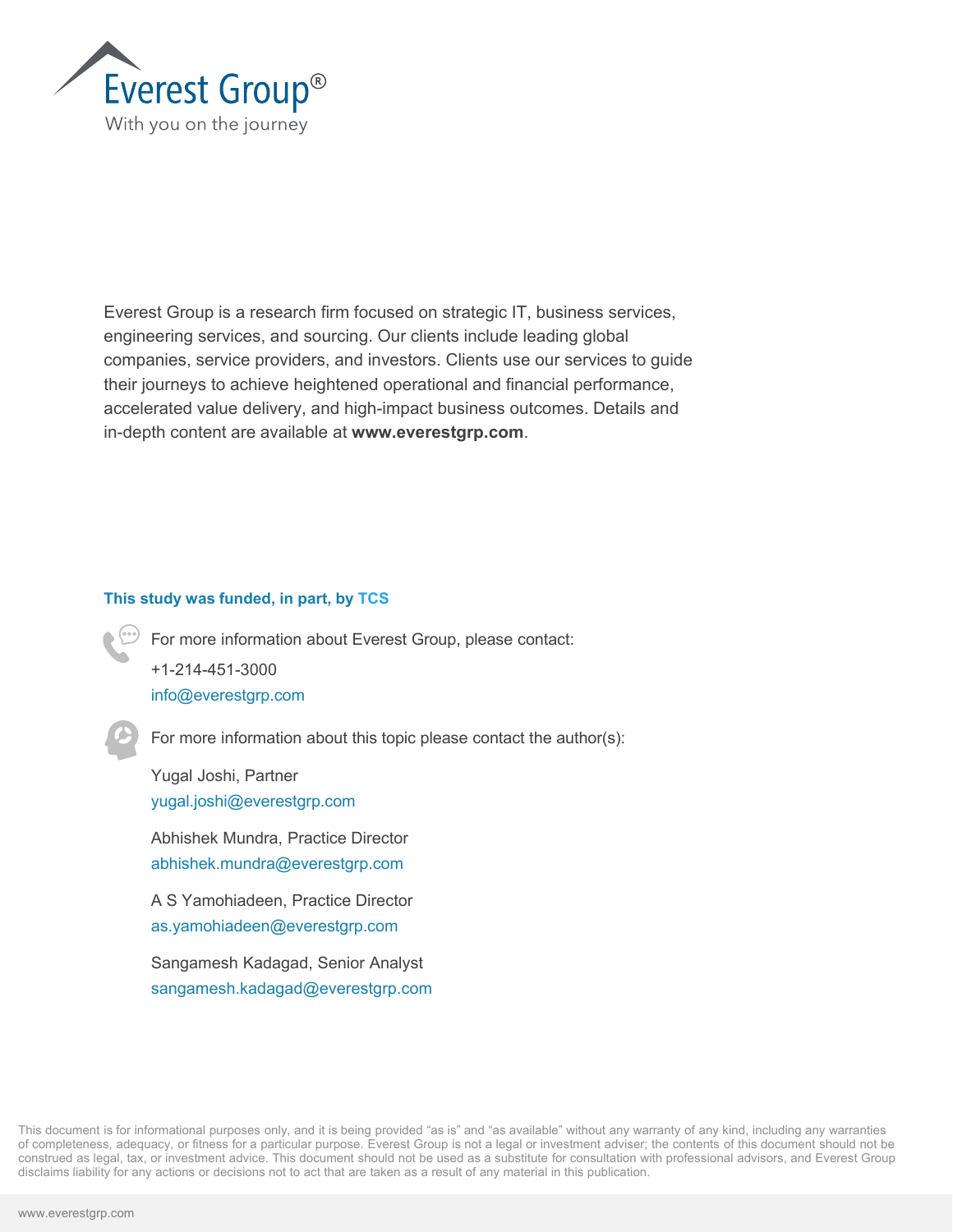Everest Group®

With you on the journey

Everest Group is a research firm focused on strategic IT, business services, engineering services, and sourcing. Our clients include leading global companies, service providers, and investors. Clients use our services to guide their journeys to achieve heightened operational and financial performance, accelerated value delivery, and high-impact business outcomes. Details and in-depth content are available at **www.everestgrp.com**.

**This study was funded, in part, by TCS**

For more information about Everest Group, please contact:

+1-214-451-3000

info@everestgrp.com

For more information about this topic please contact the author(s):

Yugal Joshi, Partner
yugal.joshi@everestgrp.com

Abhishek Mundra, Practice Director
abhishek.mundra@everestgrp.com

A S Yamohiadeen, Practice Director
as.yamohiadeen@everestgrp.com

Sangamesh Kadagad, Senior Analyst
sangamesh.kadagad@everestgrp.com

This document is for informational purposes only, and it is being provided "as is" and "as available" without any warranty of any kind, including any warranties of completeness, adequacy, or fitness for a particular purpose. Everest Group is not a legal or investment adviser; the contents of this document should not be construed as legal, tax, or investment advice. This document should not be used as a substitute for consultation with professional advisors, and Everest Group disclaims liability for any actions or decisions not to act that are taken as a result of any material in this publication.